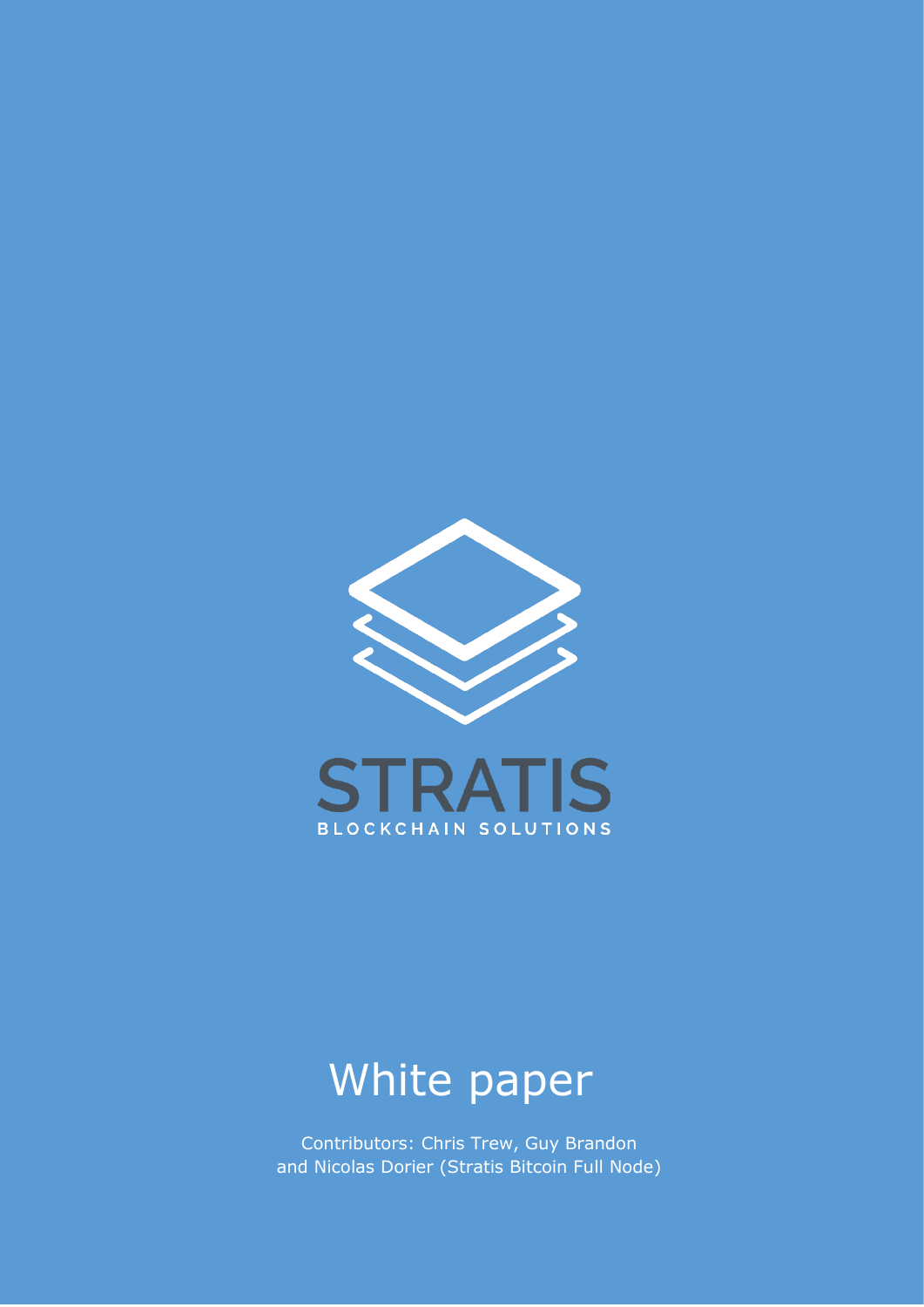STRATIS

BLOCKCHAIN SOLUTIONS

# White paper

Contributors: Chris Trew, Guy Brandon and Nicolas Dorier (Stratis Bitcoin Full Node)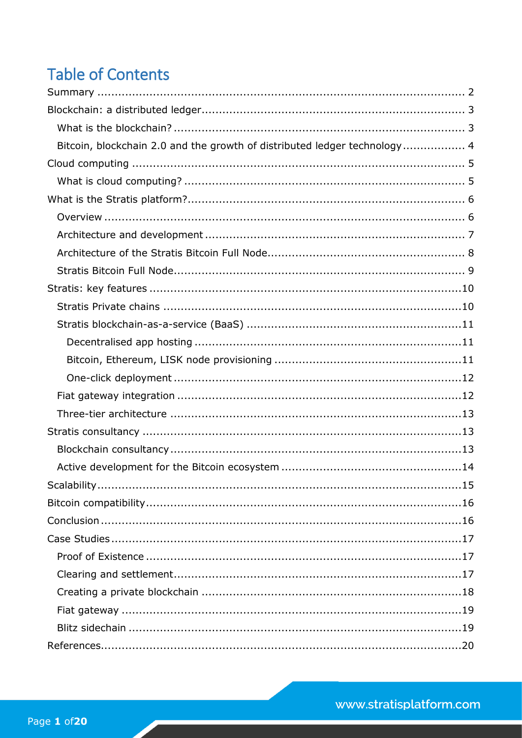# Table of Contents

Summary ........................................................................................................ 2

Blockchain: a distributed ledger ............................................................................ 3

- What is the blockchain? .................................................................................. 3
- Bitcoin, blockchain 2.0 and the growth of distributed ledger technology .................. 4

Cloud computing ................................................................................................ 5

- What is cloud computing? ................................................................................ 5

What is the Stratis platform? ................................................................................ 6

- Overview ....................................................................................................... 6
- Architecture and development .......................................................................... 7
- Architecture of the Stratis Bitcoin Full Node ........................................................ 8
- Stratis Bitcoin Full Node ................................................................................... 9

Stratis: key features .......................................................................................... 10

- Stratis Private chains ..................................................................................... 10
- Stratis blockchain-as-a-service (BaaS) .............................................................. 11
  - Decentralised app hosting ............................................................................ 11
  - Bitcoin, Ethereum, LISK node provisioning ..................................................... 11
  - One-click deployment .................................................................................. 12
- Fiat gateway integration ................................................................................. 12
- Three-tier architecture ................................................................................... 13

Stratis consultancy ........................................................................................... 13

- Blockchain consultancy ................................................................................... 13
- Active development for the Bitcoin ecosystem .................................................... 14

Scalability ........................................................................................................ 15

Bitcoin compatibility .......................................................................................... 16

Conclusion ....................................................................................................... 16

Case Studies ..................................................................................................... 17

- Proof of Existence .......................................................................................... 17
- Clearing and settlement .................................................................................. 17
- Creating a private blockchain ........................................................................... 18
- Fiat gateway ................................................................................................. 19
- Blitz sidechain ............................................................................................... 19

References ....................................................................................................... 20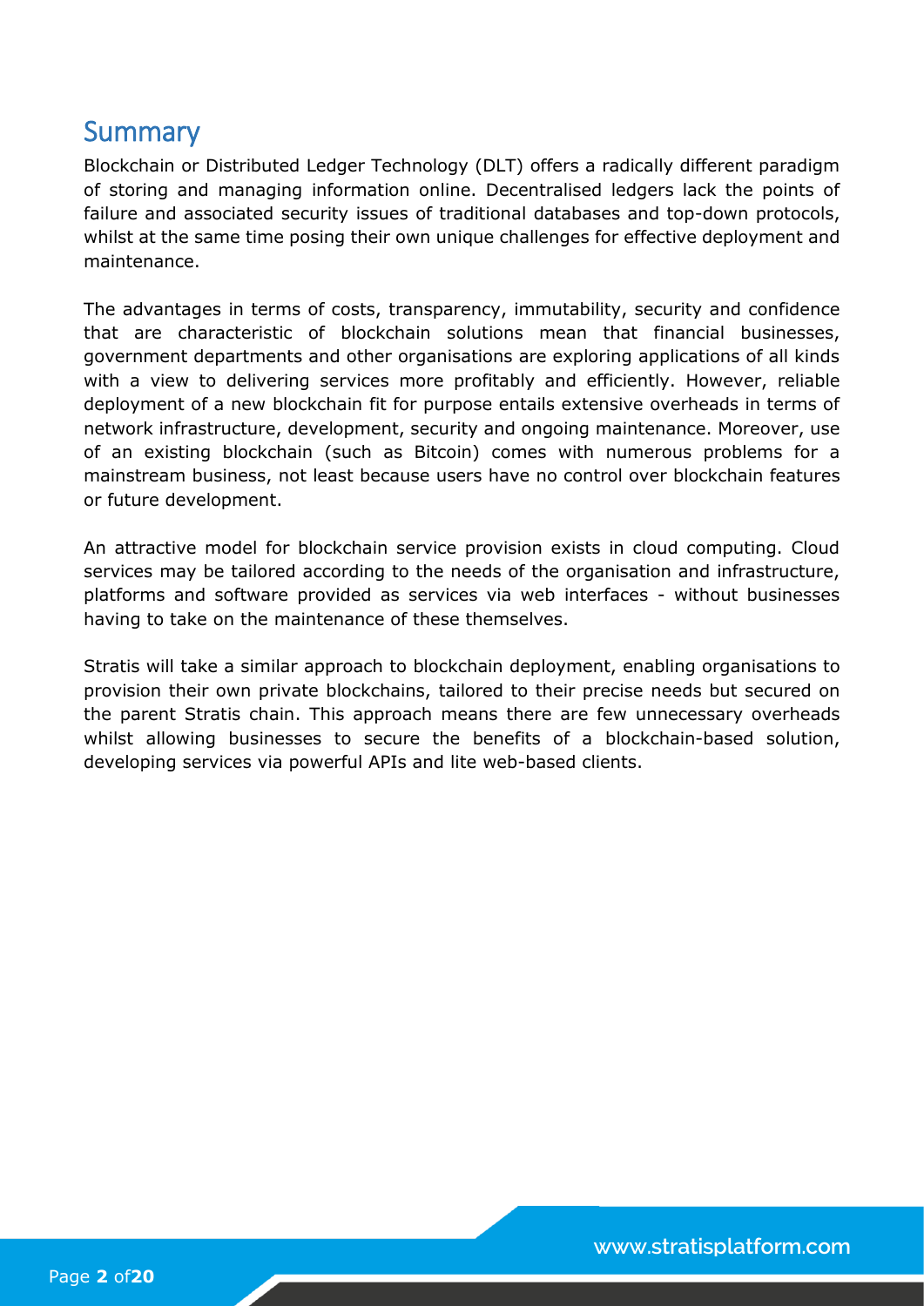## Summary

Blockchain or Distributed Ledger Technology (DLT) offers a radically different paradigm of storing and managing information online. Decentralised ledgers lack the points of failure and associated security issues of traditional databases and top-down protocols, whilst at the same time posing their own unique challenges for effective deployment and maintenance.

The advantages in terms of costs, transparency, immutability, security and confidence that are characteristic of blockchain solutions mean that financial businesses, government departments and other organisations are exploring applications of all kinds with a view to delivering services more profitably and efficiently. However, reliable deployment of a new blockchain fit for purpose entails extensive overheads in terms of network infrastructure, development, security and ongoing maintenance. Moreover, use of an existing blockchain (such as Bitcoin) comes with numerous problems for a mainstream business, not least because users have no control over blockchain features or future development.

An attractive model for blockchain service provision exists in cloud computing. Cloud services may be tailored according to the needs of the organisation and infrastructure, platforms and software provided as services via web interfaces - without businesses having to take on the maintenance of these themselves.

Stratis will take a similar approach to blockchain deployment, enabling organisations to provision their own private blockchains, tailored to their precise needs but secured on the parent Stratis chain. This approach means there are few unnecessary overheads whilst allowing businesses to secure the benefits of a blockchain-based solution, developing services via powerful APIs and lite web-based clients.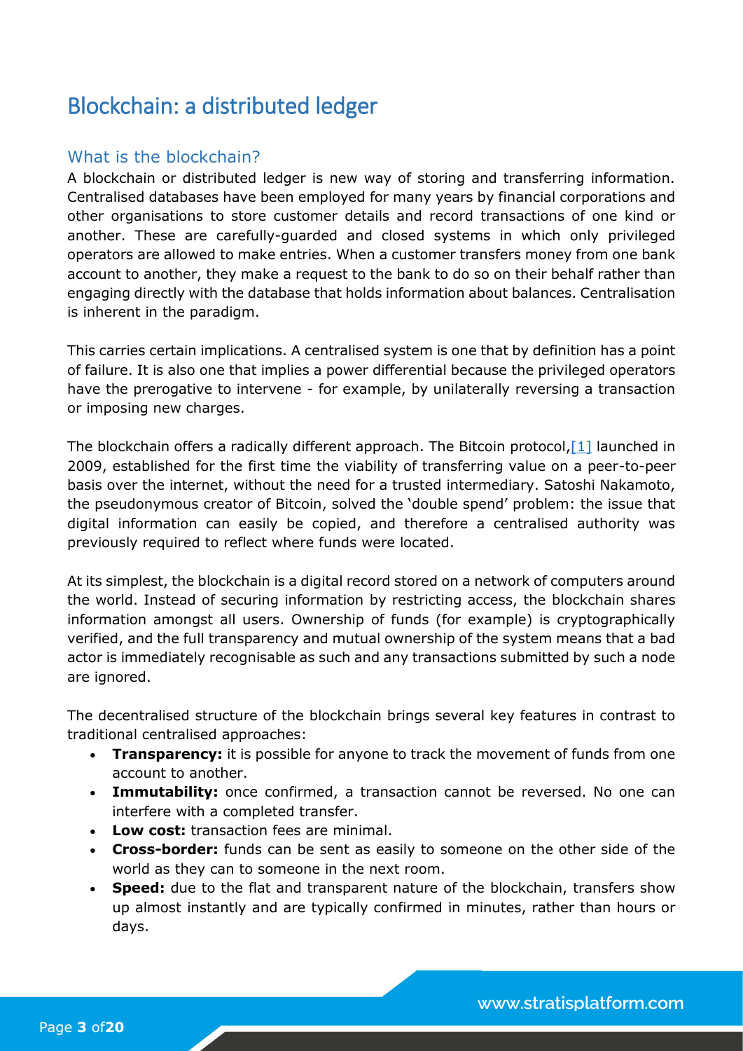# Blockchain: a distributed ledger

## What is the blockchain?

A blockchain or distributed ledger is new way of storing and transferring information. Centralised databases have been employed for many years by financial corporations and other organisations to store customer details and record transactions of one kind or another. These are carefully-guarded and closed systems in which only privileged operators are allowed to make entries. When a customer transfers money from one bank account to another, they make a request to the bank to do so on their behalf rather than engaging directly with the database that holds information about balances. Centralisation is inherent in the paradigm.

This carries certain implications. A centralised system is one that by definition has a point of failure. It is also one that implies a power differential because the privileged operators have the prerogative to intervene - for example, by unilaterally reversing a transaction or imposing new charges.

The blockchain offers a radically different approach. The Bitcoin protocol,[1] launched in 2009, established for the first time the viability of transferring value on a peer-to-peer basis over the internet, without the need for a trusted intermediary. Satoshi Nakamoto, the pseudonymous creator of Bitcoin, solved the 'double spend' problem: the issue that digital information can easily be copied, and therefore a centralised authority was previously required to reflect where funds were located.

At its simplest, the blockchain is a digital record stored on a network of computers around the world. Instead of securing information by restricting access, the blockchain shares information amongst all users. Ownership of funds (for example) is cryptographically verified, and the full transparency and mutual ownership of the system means that a bad actor is immediately recognisable as such and any transactions submitted by such a node are ignored.

The decentralised structure of the blockchain brings several key features in contrast to traditional centralised approaches:

- **Transparency:** it is possible for anyone to track the movement of funds from one account to another.
- **Immutability:** once confirmed, a transaction cannot be reversed. No one can interfere with a completed transfer.
- **Low cost:** transaction fees are minimal.
- **Cross-border:** funds can be sent as easily to someone on the other side of the world as they can to someone in the next room.
- **Speed:** due to the flat and transparent nature of the blockchain, transfers show up almost instantly and are typically confirmed in minutes, rather than hours or days.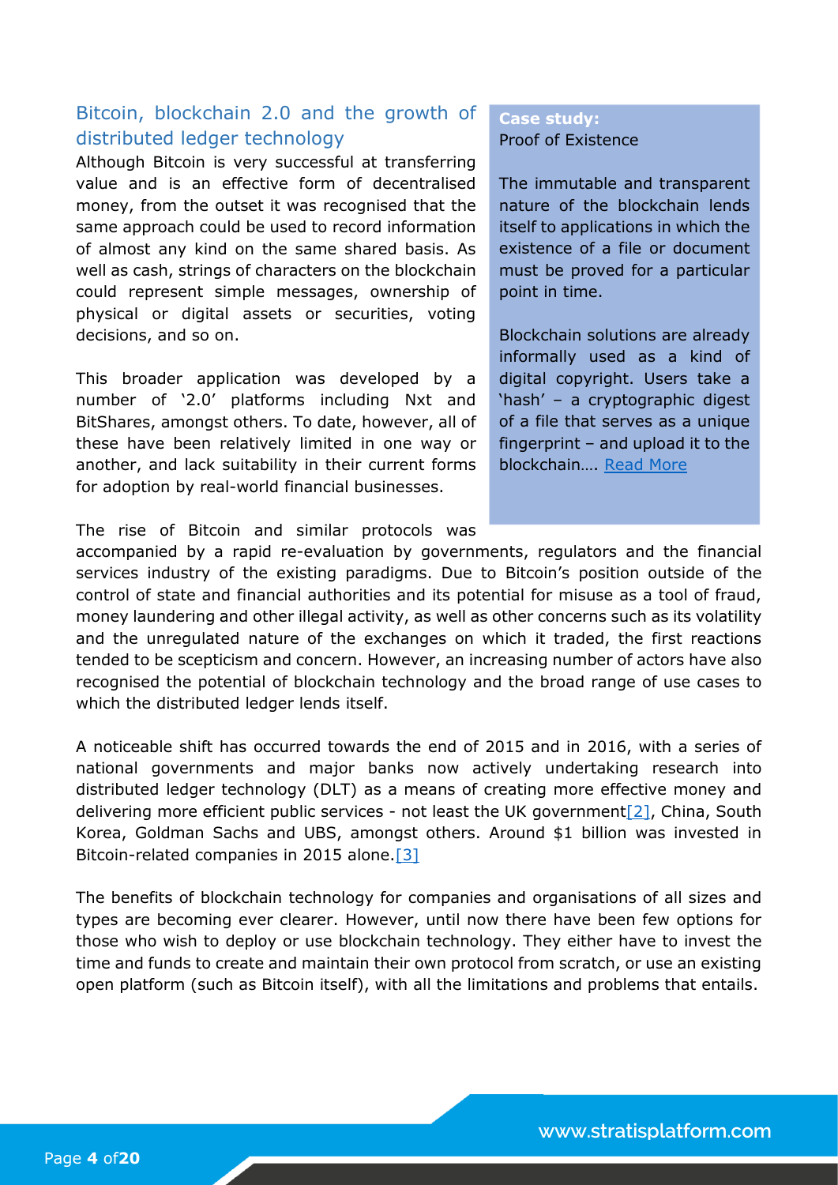## Bitcoin, blockchain 2.0 and the growth of distributed ledger technology

Although Bitcoin is very successful at transferring value and is an effective form of decentralised money, from the outset it was recognised that the same approach could be used to record information of almost any kind on the same shared basis. As well as cash, strings of characters on the blockchain could represent simple messages, ownership of physical or digital assets or securities, voting decisions, and so on.

This broader application was developed by a number of '2.0' platforms including Nxt and BitShares, amongst others. To date, however, all of these have been relatively limited in one way or another, and lack suitability in their current forms for adoption by real-world financial businesses.

> **Case study:**
> Proof of Existence
>
> The immutable and transparent nature of the blockchain lends itself to applications in which the existence of a file or document must be proved for a particular point in time.
>
> Blockchain solutions are already informally used as a kind of digital copyright. Users take a 'hash' – a cryptographic digest of a file that serves as a unique fingerprint – and upload it to the blockchain…. Read More

The rise of Bitcoin and similar protocols was accompanied by a rapid re-evaluation by governments, regulators and the financial services industry of the existing paradigms. Due to Bitcoin's position outside of the control of state and financial authorities and its potential for misuse as a tool of fraud, money laundering and other illegal activity, as well as other concerns such as its volatility and the unregulated nature of the exchanges on which it traded, the first reactions tended to be scepticism and concern. However, an increasing number of actors have also recognised the potential of blockchain technology and the broad range of use cases to which the distributed ledger lends itself.

A noticeable shift has occurred towards the end of 2015 and in 2016, with a series of national governments and major banks now actively undertaking research into distributed ledger technology (DLT) as a means of creating more effective money and delivering more efficient public services - not least the UK government[2], China, South Korea, Goldman Sachs and UBS, amongst others. Around $1 billion was invested in Bitcoin-related companies in 2015 alone.[3]

The benefits of blockchain technology for companies and organisations of all sizes and types are becoming ever clearer. However, until now there have been few options for those who wish to deploy or use blockchain technology. They either have to invest the time and funds to create and maintain their own protocol from scratch, or use an existing open platform (such as Bitcoin itself), with all the limitations and problems that entails.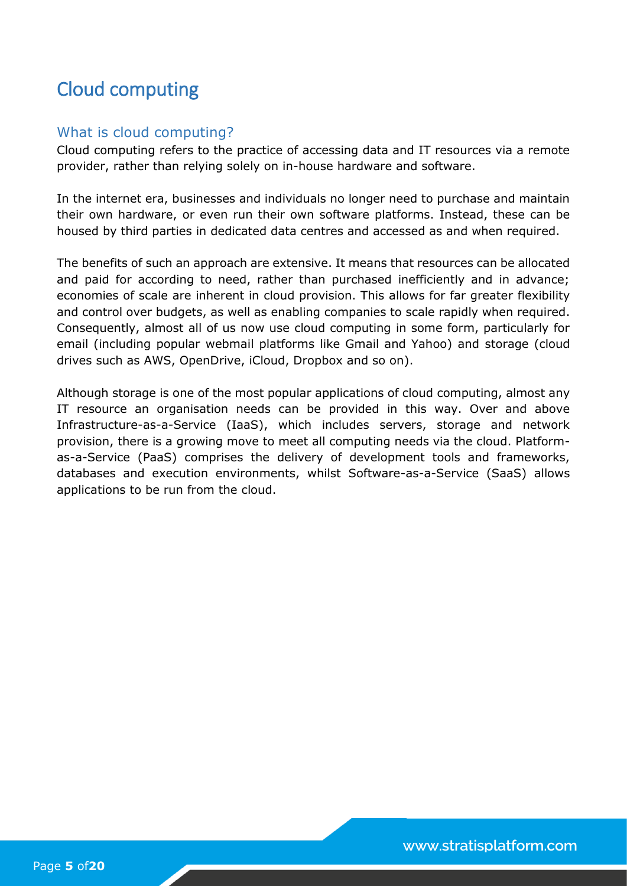# Cloud computing

## What is cloud computing?

Cloud computing refers to the practice of accessing data and IT resources via a remote provider, rather than relying solely on in-house hardware and software.

In the internet era, businesses and individuals no longer need to purchase and maintain their own hardware, or even run their own software platforms. Instead, these can be housed by third parties in dedicated data centres and accessed as and when required.

The benefits of such an approach are extensive. It means that resources can be allocated and paid for according to need, rather than purchased inefficiently and in advance; economies of scale are inherent in cloud provision. This allows for far greater flexibility and control over budgets, as well as enabling companies to scale rapidly when required. Consequently, almost all of us now use cloud computing in some form, particularly for email (including popular webmail platforms like Gmail and Yahoo) and storage (cloud drives such as AWS, OpenDrive, iCloud, Dropbox and so on).

Although storage is one of the most popular applications of cloud computing, almost any IT resource an organisation needs can be provided in this way. Over and above Infrastructure-as-a-Service (IaaS), which includes servers, storage and network provision, there is a growing move to meet all computing needs via the cloud. Platform-as-a-Service (PaaS) comprises the delivery of development tools and frameworks, databases and execution environments, whilst Software-as-a-Service (SaaS) allows applications to be run from the cloud.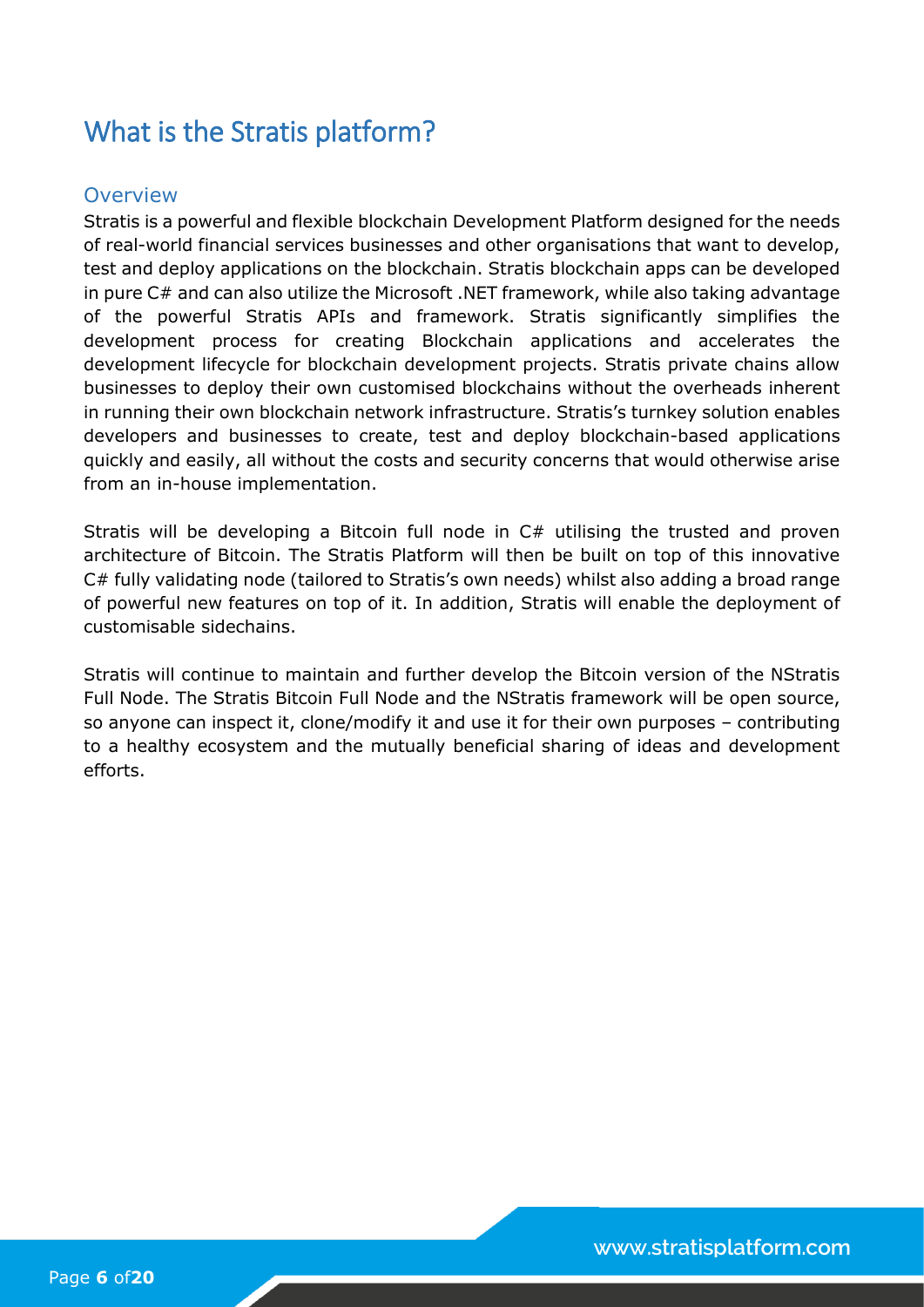# What is the Stratis platform?

## Overview

Stratis is a powerful and flexible blockchain Development Platform designed for the needs of real-world financial services businesses and other organisations that want to develop, test and deploy applications on the blockchain. Stratis blockchain apps can be developed in pure C# and can also utilize the Microsoft .NET framework, while also taking advantage of the powerful Stratis APIs and framework. Stratis significantly simplifies the development process for creating Blockchain applications and accelerates the development lifecycle for blockchain development projects. Stratis private chains allow businesses to deploy their own customised blockchains without the overheads inherent in running their own blockchain network infrastructure. Stratis's turnkey solution enables developers and businesses to create, test and deploy blockchain-based applications quickly and easily, all without the costs and security concerns that would otherwise arise from an in-house implementation.

Stratis will be developing a Bitcoin full node in C# utilising the trusted and proven architecture of Bitcoin. The Stratis Platform will then be built on top of this innovative C# fully validating node (tailored to Stratis's own needs) whilst also adding a broad range of powerful new features on top of it. In addition, Stratis will enable the deployment of customisable sidechains.

Stratis will continue to maintain and further develop the Bitcoin version of the NStratis Full Node. The Stratis Bitcoin Full Node and the NStratis framework will be open source, so anyone can inspect it, clone/modify it and use it for their own purposes – contributing to a healthy ecosystem and the mutually beneficial sharing of ideas and development efforts.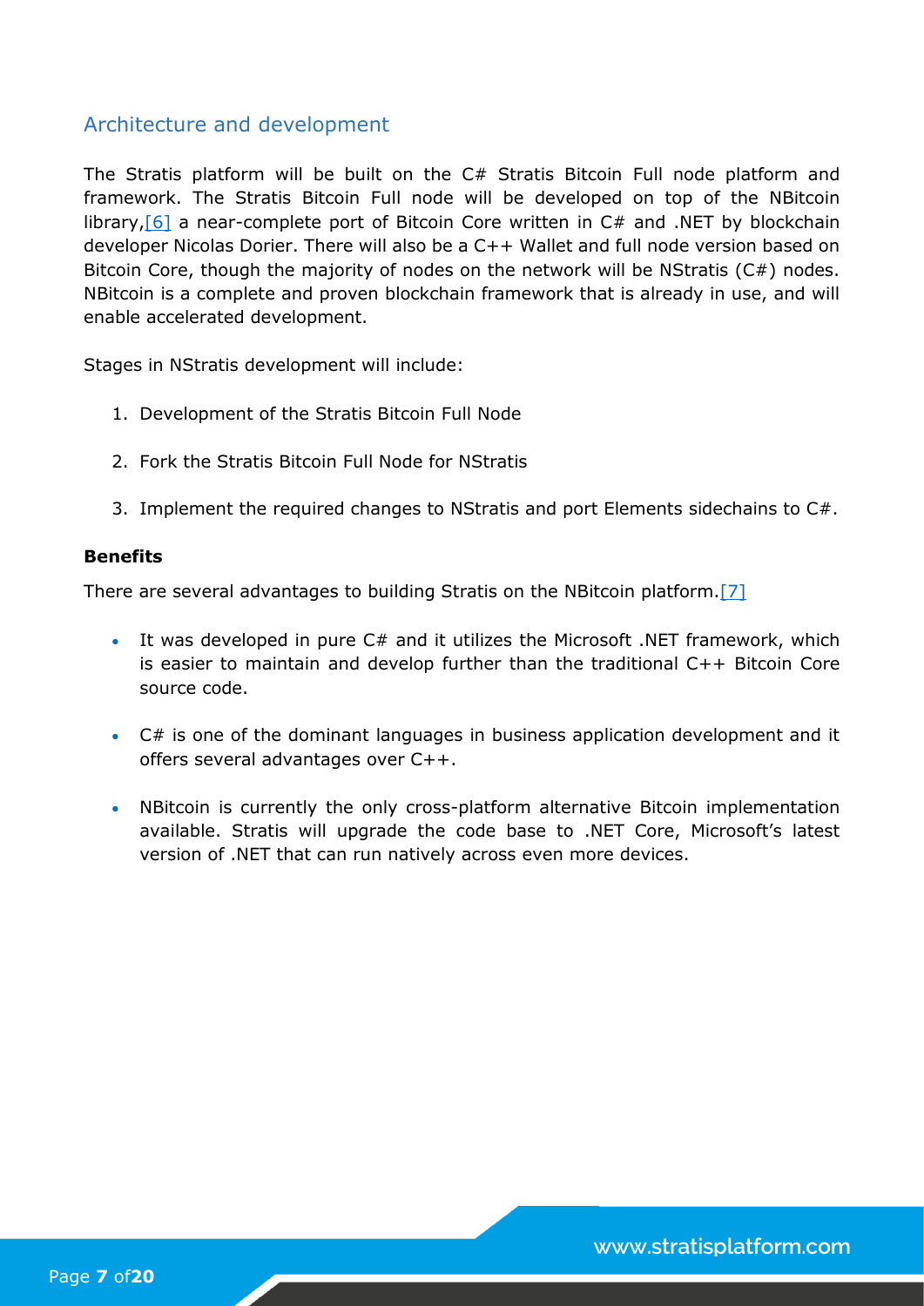## Architecture and development

The Stratis platform will be built on the C# Stratis Bitcoin Full node platform and framework. The Stratis Bitcoin Full node will be developed on top of the NBitcoin library,[6] a near-complete port of Bitcoin Core written in C# and .NET by blockchain developer Nicolas Dorier. There will also be a C++ Wallet and full node version based on Bitcoin Core, though the majority of nodes on the network will be NStratis (C#) nodes. NBitcoin is a complete and proven blockchain framework that is already in use, and will enable accelerated development.

Stages in NStratis development will include:

1. Development of the Stratis Bitcoin Full Node
2. Fork the Stratis Bitcoin Full Node for NStratis
3. Implement the required changes to NStratis and port Elements sidechains to C#.

**Benefits**

There are several advantages to building Stratis on the NBitcoin platform.[7]

- It was developed in pure C# and it utilizes the Microsoft .NET framework, which is easier to maintain and develop further than the traditional C++ Bitcoin Core source code.
- C# is one of the dominant languages in business application development and it offers several advantages over C++.
- NBitcoin is currently the only cross-platform alternative Bitcoin implementation available. Stratis will upgrade the code base to .NET Core, Microsoft's latest version of .NET that can run natively across even more devices.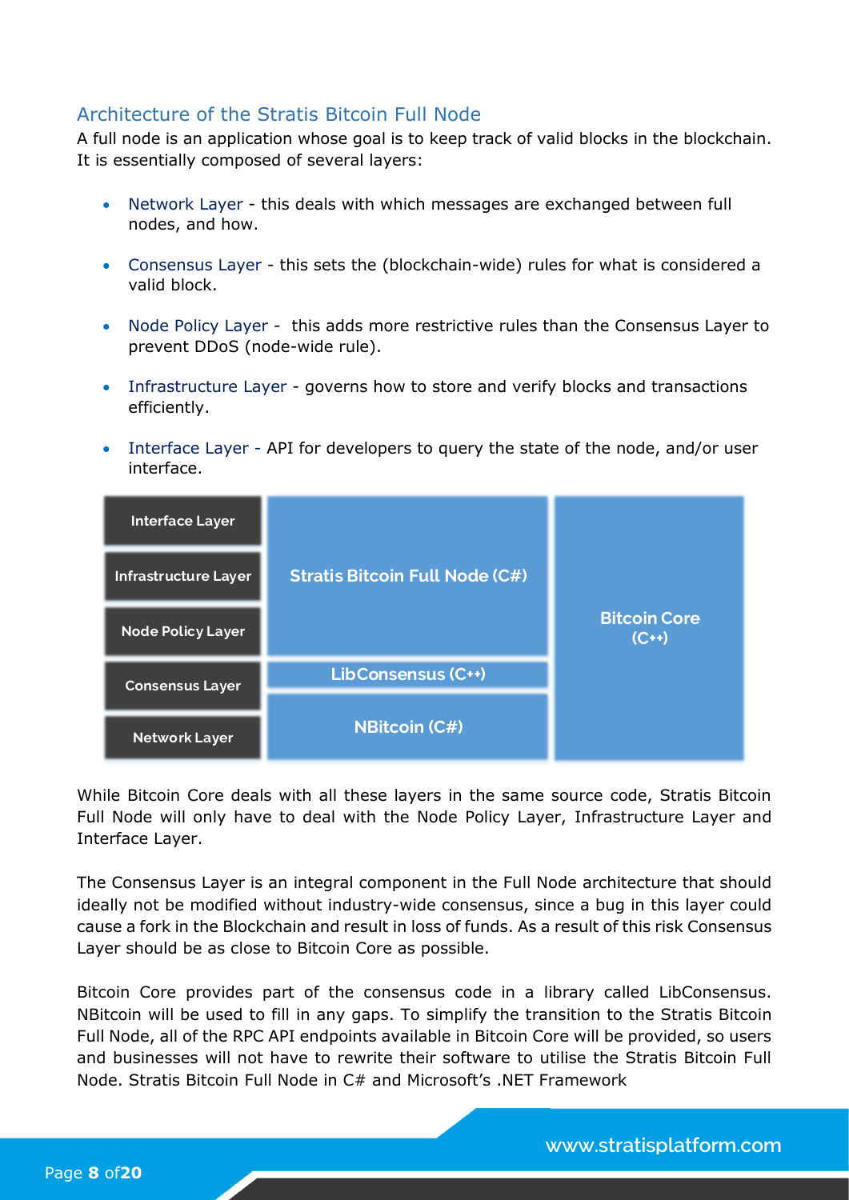## Architecture of the Stratis Bitcoin Full Node

A full node is an application whose goal is to keep track of valid blocks in the blockchain. It is essentially composed of several layers:

- Network Layer - this deals with which messages are exchanged between full nodes, and how.
- Consensus Layer - this sets the (blockchain-wide) rules for what is considered a valid block.
- Node Policy Layer - this adds more restrictive rules than the Consensus Layer to prevent DDoS (node-wide rule).
- Infrastructure Layer - governs how to store and verify blocks and transactions efficiently.
- Interface Layer - API for developers to query the state of the node, and/or user interface.

| Layer | Stratis | Bitcoin Core |
| --- | --- | --- |
| Interface Layer | Stratis Bitcoin Full Node (C#) | Bitcoin Core (C++) |
| Infrastructure Layer | Stratis Bitcoin Full Node (C#) | Bitcoin Core (C++) |
| Node Policy Layer | Stratis Bitcoin Full Node (C#) | Bitcoin Core (C++) |
| Consensus Layer | LibConsensus (C++) | Bitcoin Core (C++) |
| Network Layer | NBitcoin (C#) | Bitcoin Core (C++) |

While Bitcoin Core deals with all these layers in the same source code, Stratis Bitcoin Full Node will only have to deal with the Node Policy Layer, Infrastructure Layer and Interface Layer.

The Consensus Layer is an integral component in the Full Node architecture that should ideally not be modified without industry-wide consensus, since a bug in this layer could cause a fork in the Blockchain and result in loss of funds. As a result of this risk Consensus Layer should be as close to Bitcoin Core as possible.

Bitcoin Core provides part of the consensus code in a library called LibConsensus. NBitcoin will be used to fill in any gaps. To simplify the transition to the Stratis Bitcoin Full Node, all of the RPC API endpoints available in Bitcoin Core will be provided, so users and businesses will not have to rewrite their software to utilise the Stratis Bitcoin Full Node. Stratis Bitcoin Full Node in C# and Microsoft's .NET Framework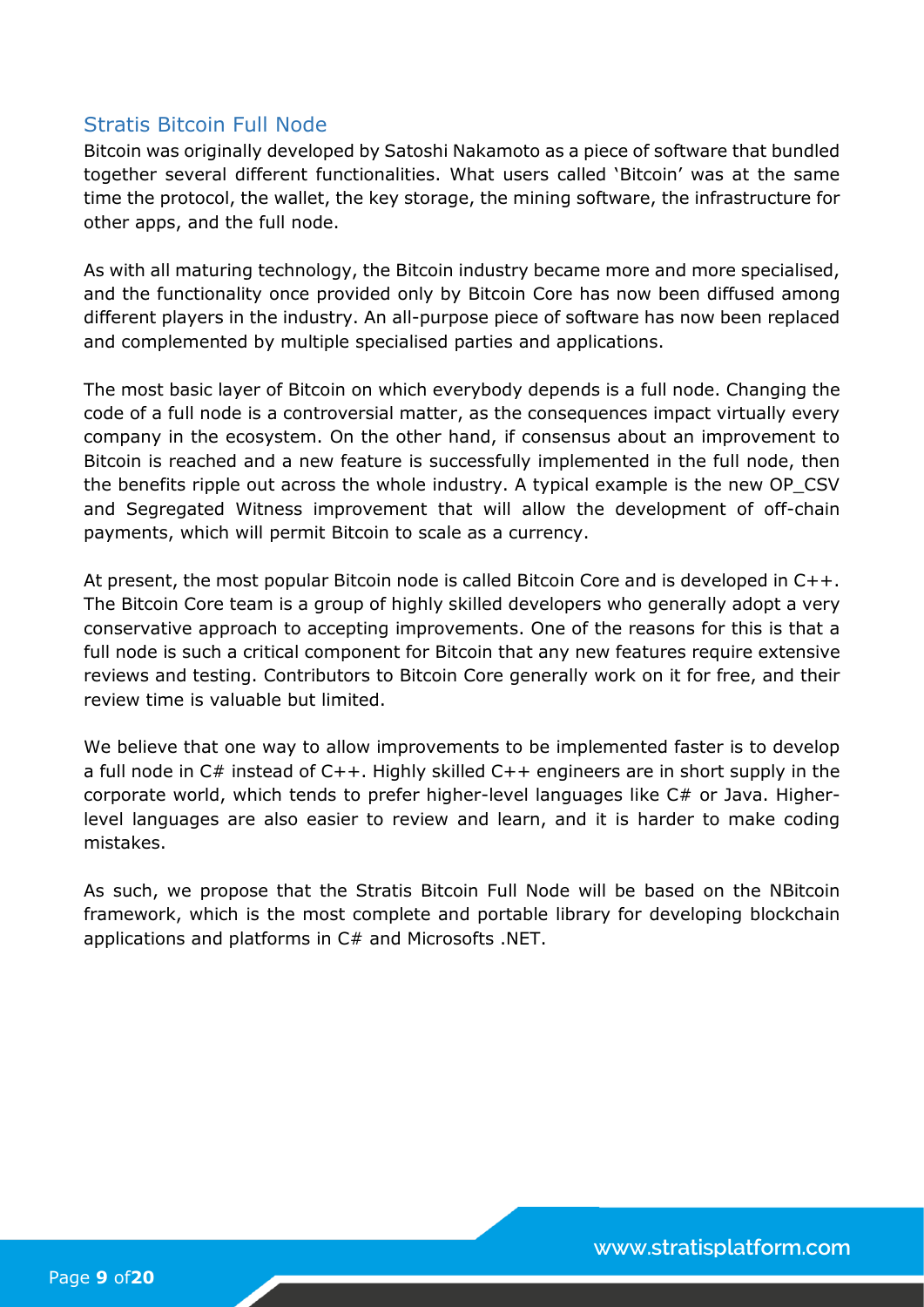## Stratis Bitcoin Full Node

Bitcoin was originally developed by Satoshi Nakamoto as a piece of software that bundled together several different functionalities. What users called 'Bitcoin' was at the same time the protocol, the wallet, the key storage, the mining software, the infrastructure for other apps, and the full node.

As with all maturing technology, the Bitcoin industry became more and more specialised, and the functionality once provided only by Bitcoin Core has now been diffused among different players in the industry. An all-purpose piece of software has now been replaced and complemented by multiple specialised parties and applications.

The most basic layer of Bitcoin on which everybody depends is a full node. Changing the code of a full node is a controversial matter, as the consequences impact virtually every company in the ecosystem. On the other hand, if consensus about an improvement to Bitcoin is reached and a new feature is successfully implemented in the full node, then the benefits ripple out across the whole industry. A typical example is the new OP_CSV and Segregated Witness improvement that will allow the development of off-chain payments, which will permit Bitcoin to scale as a currency.

At present, the most popular Bitcoin node is called Bitcoin Core and is developed in C++. The Bitcoin Core team is a group of highly skilled developers who generally adopt a very conservative approach to accepting improvements. One of the reasons for this is that a full node is such a critical component for Bitcoin that any new features require extensive reviews and testing. Contributors to Bitcoin Core generally work on it for free, and their review time is valuable but limited.

We believe that one way to allow improvements to be implemented faster is to develop a full node in C# instead of C++. Highly skilled C++ engineers are in short supply in the corporate world, which tends to prefer higher-level languages like C# or Java. Higher-level languages are also easier to review and learn, and it is harder to make coding mistakes.

As such, we propose that the Stratis Bitcoin Full Node will be based on the NBitcoin framework, which is the most complete and portable library for developing blockchain applications and platforms in C# and Microsofts .NET.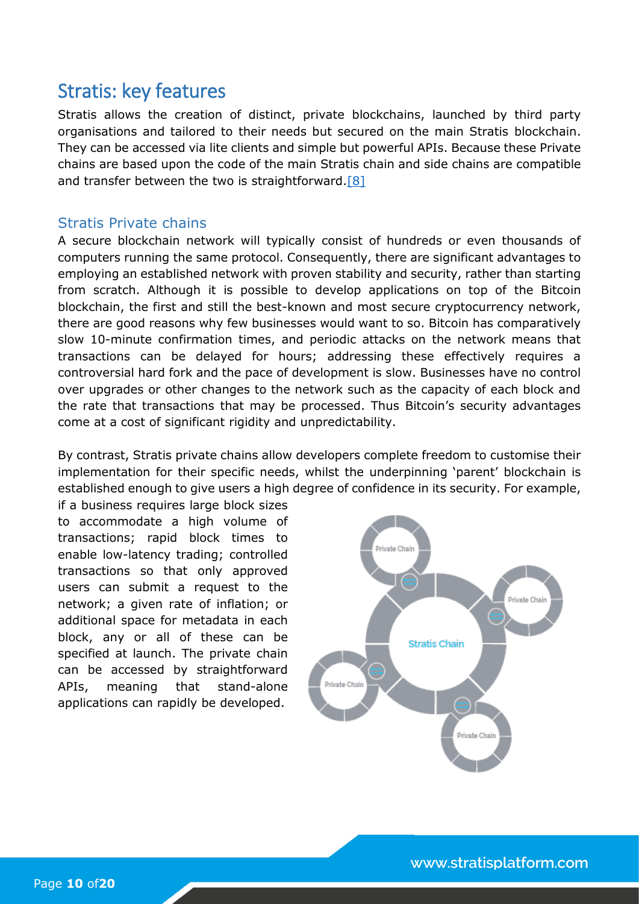# Stratis: key features

Stratis allows the creation of distinct, private blockchains, launched by third party organisations and tailored to their needs but secured on the main Stratis blockchain. They can be accessed via lite clients and simple but powerful APIs. Because these Private chains are based upon the code of the main Stratis chain and side chains are compatible and transfer between the two is straightforward.[8]

## Stratis Private chains

A secure blockchain network will typically consist of hundreds or even thousands of computers running the same protocol. Consequently, there are significant advantages to employing an established network with proven stability and security, rather than starting from scratch. Although it is possible to develop applications on top of the Bitcoin blockchain, the first and still the best-known and most secure cryptocurrency network, there are good reasons why few businesses would want to so. Bitcoin has comparatively slow 10-minute confirmation times, and periodic attacks on the network means that transactions can be delayed for hours; addressing these effectively requires a controversial hard fork and the pace of development is slow. Businesses have no control over upgrades or other changes to the network such as the capacity of each block and the rate that transactions that may be processed. Thus Bitcoin's security advantages come at a cost of significant rigidity and unpredictability.

By contrast, Stratis private chains allow developers complete freedom to customise their implementation for their specific needs, whilst the underpinning 'parent' blockchain is established enough to give users a high degree of confidence in its security. For example, if a business requires large block sizes to accommodate a high volume of transactions; rapid block times to enable low-latency trading; controlled transactions so that only approved users can submit a request to the network; a given rate of inflation; or additional space for metadata in each block, any or all of these can be specified at launch. The private chain can be accessed by straightforward APIs, meaning that stand-alone applications can rapidly be developed.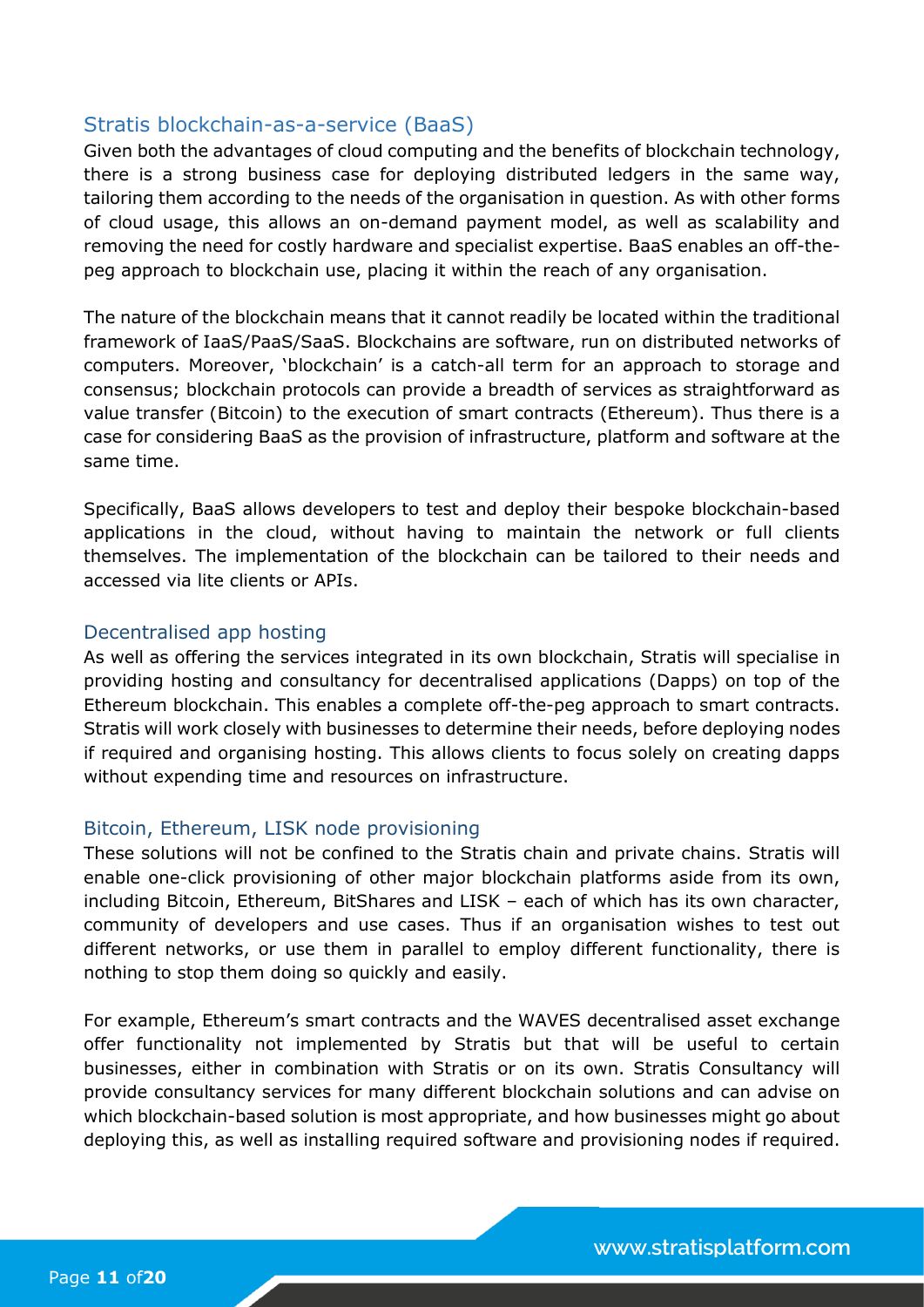## Stratis blockchain-as-a-service (BaaS)

Given both the advantages of cloud computing and the benefits of blockchain technology, there is a strong business case for deploying distributed ledgers in the same way, tailoring them according to the needs of the organisation in question. As with other forms of cloud usage, this allows an on-demand payment model, as well as scalability and removing the need for costly hardware and specialist expertise. BaaS enables an off-the-peg approach to blockchain use, placing it within the reach of any organisation.

The nature of the blockchain means that it cannot readily be located within the traditional framework of IaaS/PaaS/SaaS. Blockchains are software, run on distributed networks of computers. Moreover, 'blockchain' is a catch-all term for an approach to storage and consensus; blockchain protocols can provide a breadth of services as straightforward as value transfer (Bitcoin) to the execution of smart contracts (Ethereum). Thus there is a case for considering BaaS as the provision of infrastructure, platform and software at the same time.

Specifically, BaaS allows developers to test and deploy their bespoke blockchain-based applications in the cloud, without having to maintain the network or full clients themselves. The implementation of the blockchain can be tailored to their needs and accessed via lite clients or APIs.

## Decentralised app hosting

As well as offering the services integrated in its own blockchain, Stratis will specialise in providing hosting and consultancy for decentralised applications (Dapps) on top of the Ethereum blockchain. This enables a complete off-the-peg approach to smart contracts. Stratis will work closely with businesses to determine their needs, before deploying nodes if required and organising hosting. This allows clients to focus solely on creating dapps without expending time and resources on infrastructure.

## Bitcoin, Ethereum, LISK node provisioning

These solutions will not be confined to the Stratis chain and private chains. Stratis will enable one-click provisioning of other major blockchain platforms aside from its own, including Bitcoin, Ethereum, BitShares and LISK – each of which has its own character, community of developers and use cases. Thus if an organisation wishes to test out different networks, or use them in parallel to employ different functionality, there is nothing to stop them doing so quickly and easily.

For example, Ethereum's smart contracts and the WAVES decentralised asset exchange offer functionality not implemented by Stratis but that will be useful to certain businesses, either in combination with Stratis or on its own. Stratis Consultancy will provide consultancy services for many different blockchain solutions and can advise on which blockchain-based solution is most appropriate, and how businesses might go about deploying this, as well as installing required software and provisioning nodes if required.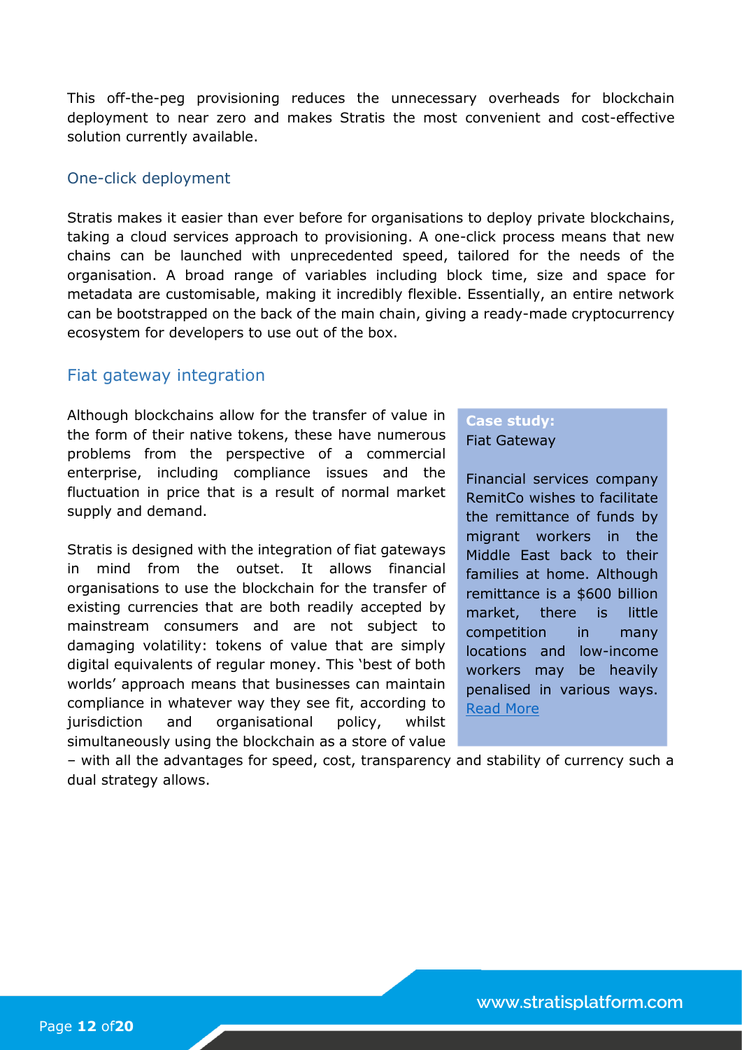This off-the-peg provisioning reduces the unnecessary overheads for blockchain deployment to near zero and makes Stratis the most convenient and cost-effective solution currently available.

### One-click deployment

Stratis makes it easier than ever before for organisations to deploy private blockchains, taking a cloud services approach to provisioning. A one-click process means that new chains can be launched with unprecedented speed, tailored for the needs of the organisation. A broad range of variables including block time, size and space for metadata are customisable, making it incredibly flexible. Essentially, an entire network can be bootstrapped on the back of the main chain, giving a ready-made cryptocurrency ecosystem for developers to use out of the box.

## Fiat gateway integration

Although blockchains allow for the transfer of value in the form of their native tokens, these have numerous problems from the perspective of a commercial enterprise, including compliance issues and the fluctuation in price that is a result of normal market supply and demand.

Stratis is designed with the integration of fiat gateways in mind from the outset. It allows financial organisations to use the blockchain for the transfer of existing currencies that are both readily accepted by mainstream consumers and are not subject to damaging volatility: tokens of value that are simply digital equivalents of regular money. This 'best of both worlds' approach means that businesses can maintain compliance in whatever way they see fit, according to jurisdiction and organisational policy, whilst simultaneously using the blockchain as a store of value – with all the advantages for speed, cost, transparency and stability of currency such a dual strategy allows.

> **Case study:**
> Fiat Gateway
>
> Financial services company RemitCo wishes to facilitate the remittance of funds by migrant workers in the Middle East back to their families at home. Although remittance is a $600 billion market, there is little competition in many locations and low-income workers may be heavily penalised in various ways. Read More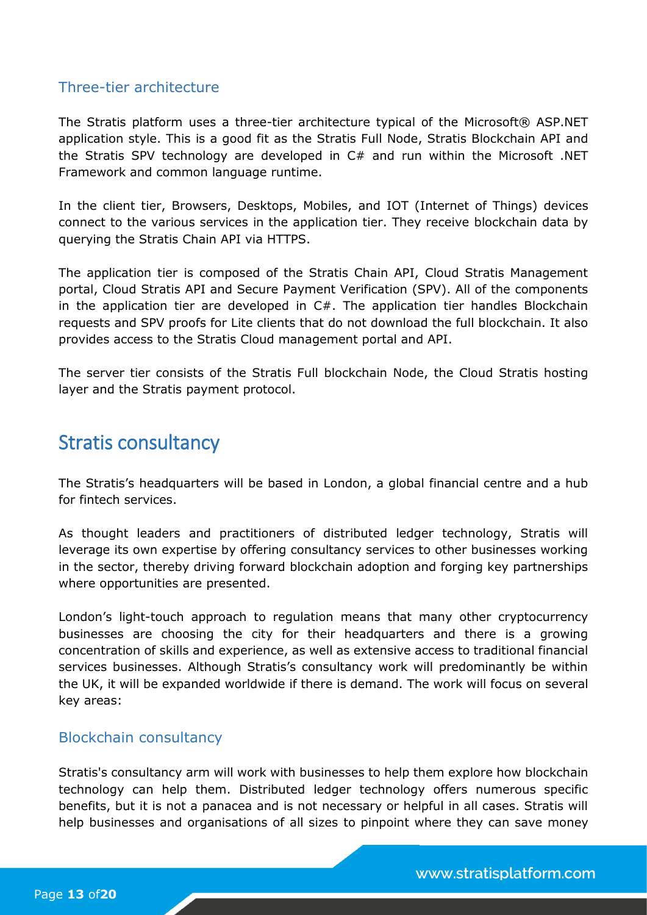### Three-tier architecture

The Stratis platform uses a three-tier architecture typical of the Microsoft® ASP.NET application style. This is a good fit as the Stratis Full Node, Stratis Blockchain API and the Stratis SPV technology are developed in C# and run within the Microsoft .NET Framework and common language runtime.

In the client tier, Browsers, Desktops, Mobiles, and IOT (Internet of Things) devices connect to the various services in the application tier. They receive blockchain data by querying the Stratis Chain API via HTTPS.

The application tier is composed of the Stratis Chain API, Cloud Stratis Management portal, Cloud Stratis API and Secure Payment Verification (SPV). All of the components in the application tier are developed in C#. The application tier handles Blockchain requests and SPV proofs for Lite clients that do not download the full blockchain. It also provides access to the Stratis Cloud management portal and API.

The server tier consists of the Stratis Full blockchain Node, the Cloud Stratis hosting layer and the Stratis payment protocol.

## Stratis consultancy

The Stratis's headquarters will be based in London, a global financial centre and a hub for fintech services.

As thought leaders and practitioners of distributed ledger technology, Stratis will leverage its own expertise by offering consultancy services to other businesses working in the sector, thereby driving forward blockchain adoption and forging key partnerships where opportunities are presented.

London's light-touch approach to regulation means that many other cryptocurrency businesses are choosing the city for their headquarters and there is a growing concentration of skills and experience, as well as extensive access to traditional financial services businesses. Although Stratis's consultancy work will predominantly be within the UK, it will be expanded worldwide if there is demand. The work will focus on several key areas:

### Blockchain consultancy

Stratis's consultancy arm will work with businesses to help them explore how blockchain technology can help them. Distributed ledger technology offers numerous specific benefits, but it is not a panacea and is not necessary or helpful in all cases. Stratis will help businesses and organisations of all sizes to pinpoint where they can save money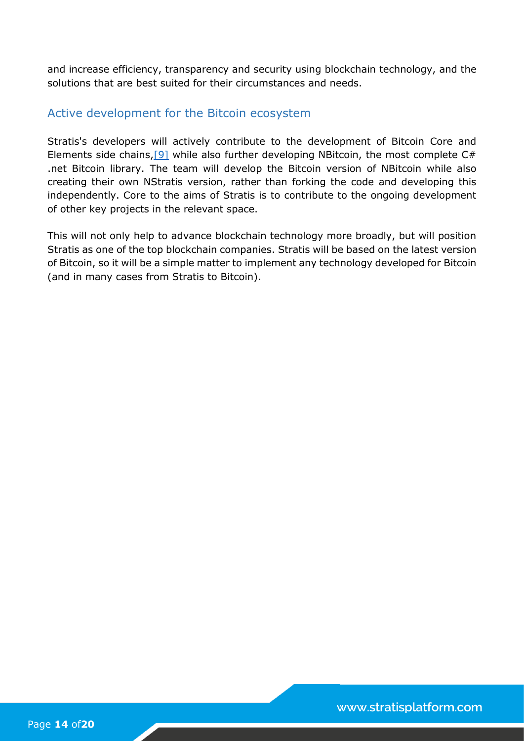and increase efficiency, transparency and security using blockchain technology, and the solutions that are best suited for their circumstances and needs.

## Active development for the Bitcoin ecosystem

Stratis's developers will actively contribute to the development of Bitcoin Core and Elements side chains,[9] while also further developing NBitcoin, the most complete C# .net Bitcoin library. The team will develop the Bitcoin version of NBitcoin while also creating their own NStratis version, rather than forking the code and developing this independently. Core to the aims of Stratis is to contribute to the ongoing development of other key projects in the relevant space.

This will not only help to advance blockchain technology more broadly, but will position Stratis as one of the top blockchain companies. Stratis will be based on the latest version of Bitcoin, so it will be a simple matter to implement any technology developed for Bitcoin (and in many cases from Stratis to Bitcoin).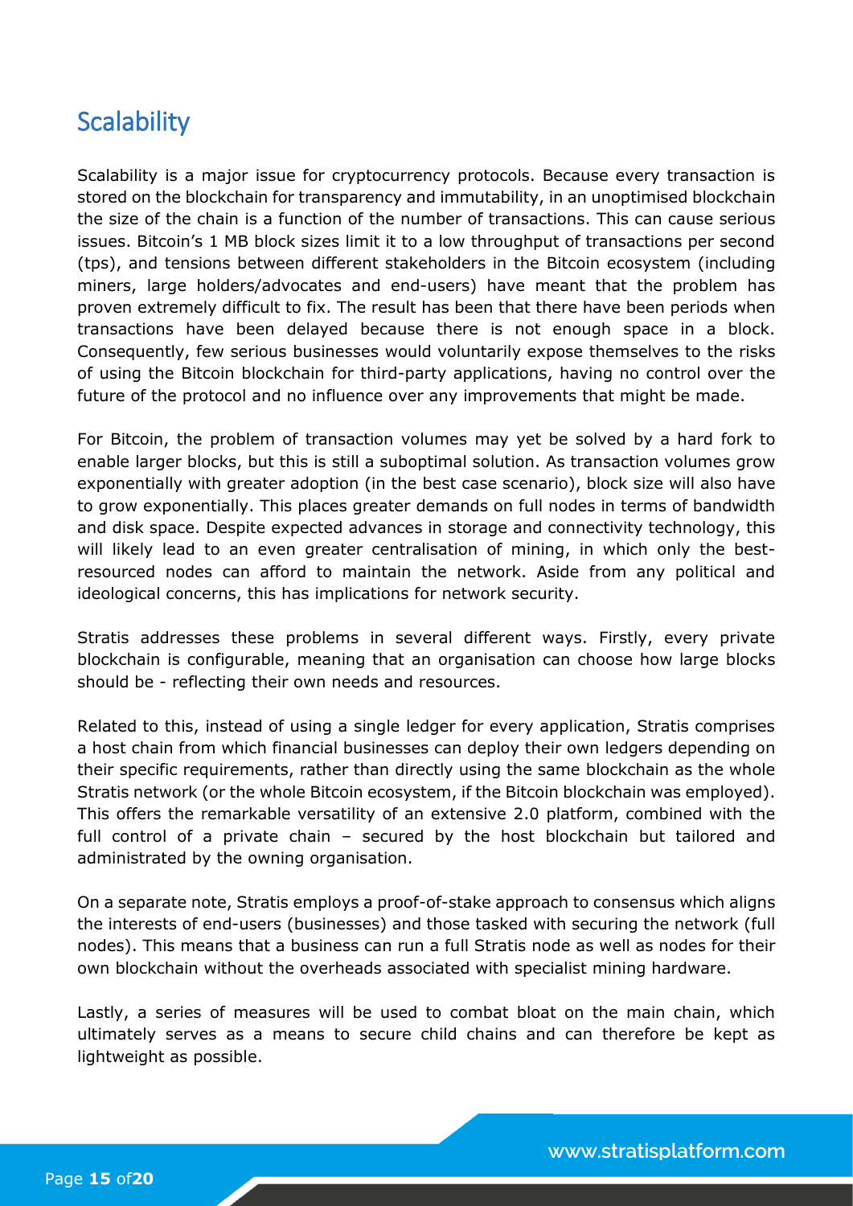## Scalability

Scalability is a major issue for cryptocurrency protocols. Because every transaction is stored on the blockchain for transparency and immutability, in an unoptimised blockchain the size of the chain is a function of the number of transactions. This can cause serious issues. Bitcoin's 1 MB block sizes limit it to a low throughput of transactions per second (tps), and tensions between different stakeholders in the Bitcoin ecosystem (including miners, large holders/advocates and end-users) have meant that the problem has proven extremely difficult to fix. The result has been that there have been periods when transactions have been delayed because there is not enough space in a block. Consequently, few serious businesses would voluntarily expose themselves to the risks of using the Bitcoin blockchain for third-party applications, having no control over the future of the protocol and no influence over any improvements that might be made.

For Bitcoin, the problem of transaction volumes may yet be solved by a hard fork to enable larger blocks, but this is still a suboptimal solution. As transaction volumes grow exponentially with greater adoption (in the best case scenario), block size will also have to grow exponentially. This places greater demands on full nodes in terms of bandwidth and disk space. Despite expected advances in storage and connectivity technology, this will likely lead to an even greater centralisation of mining, in which only the best-resourced nodes can afford to maintain the network. Aside from any political and ideological concerns, this has implications for network security.

Stratis addresses these problems in several different ways. Firstly, every private blockchain is configurable, meaning that an organisation can choose how large blocks should be - reflecting their own needs and resources.

Related to this, instead of using a single ledger for every application, Stratis comprises a host chain from which financial businesses can deploy their own ledgers depending on their specific requirements, rather than directly using the same blockchain as the whole Stratis network (or the whole Bitcoin ecosystem, if the Bitcoin blockchain was employed). This offers the remarkable versatility of an extensive 2.0 platform, combined with the full control of a private chain – secured by the host blockchain but tailored and administrated by the owning organisation.

On a separate note, Stratis employs a proof-of-stake approach to consensus which aligns the interests of end-users (businesses) and those tasked with securing the network (full nodes). This means that a business can run a full Stratis node as well as nodes for their own blockchain without the overheads associated with specialist mining hardware.

Lastly, a series of measures will be used to combat bloat on the main chain, which ultimately serves as a means to secure child chains and can therefore be kept as lightweight as possible.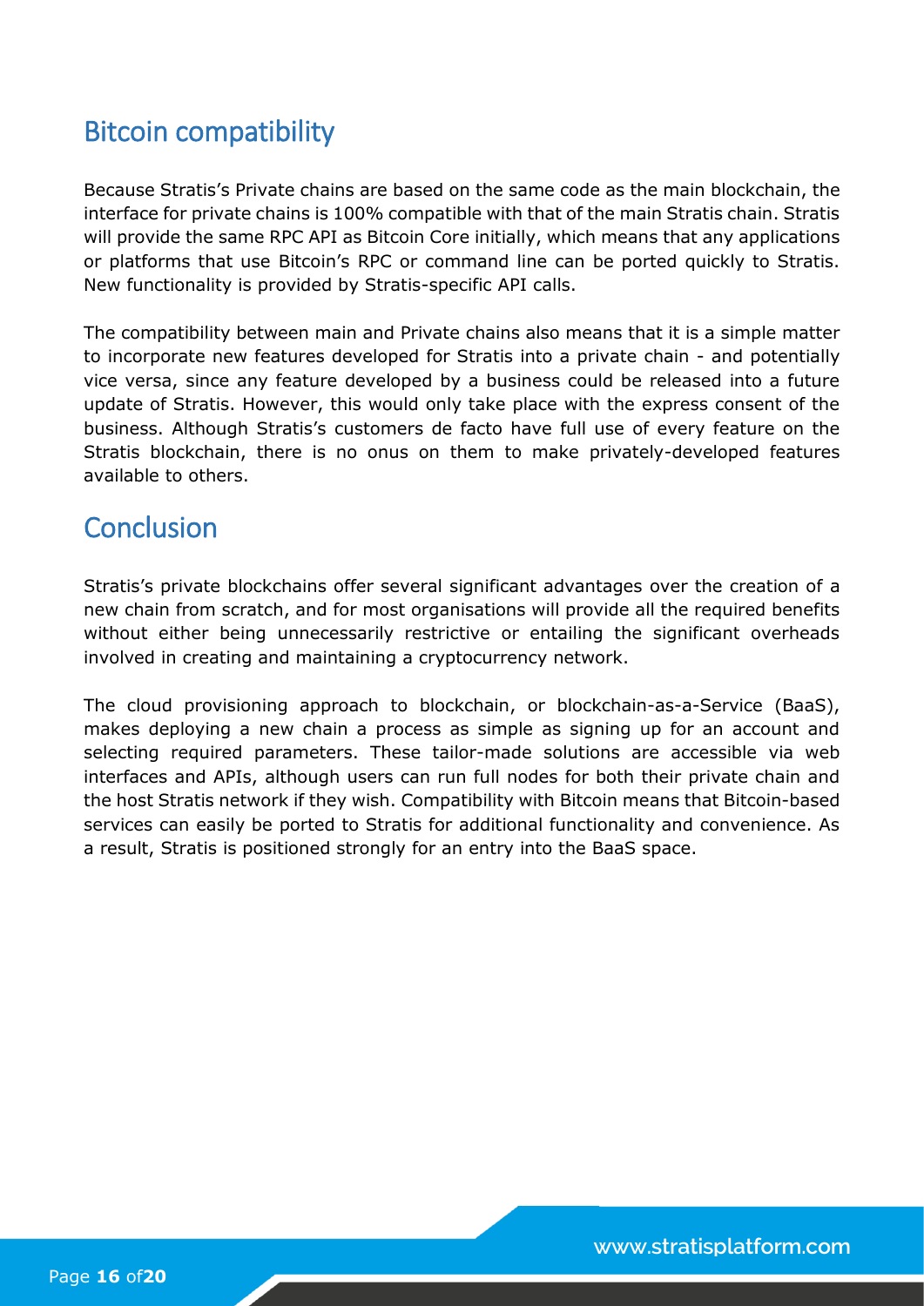## Bitcoin compatibility

Because Stratis's Private chains are based on the same code as the main blockchain, the interface for private chains is 100% compatible with that of the main Stratis chain. Stratis will provide the same RPC API as Bitcoin Core initially, which means that any applications or platforms that use Bitcoin's RPC or command line can be ported quickly to Stratis. New functionality is provided by Stratis-specific API calls.

The compatibility between main and Private chains also means that it is a simple matter to incorporate new features developed for Stratis into a private chain - and potentially vice versa, since any feature developed by a business could be released into a future update of Stratis. However, this would only take place with the express consent of the business. Although Stratis's customers de facto have full use of every feature on the Stratis blockchain, there is no onus on them to make privately-developed features available to others.

## Conclusion

Stratis's private blockchains offer several significant advantages over the creation of a new chain from scratch, and for most organisations will provide all the required benefits without either being unnecessarily restrictive or entailing the significant overheads involved in creating and maintaining a cryptocurrency network.

The cloud provisioning approach to blockchain, or blockchain-as-a-Service (BaaS), makes deploying a new chain a process as simple as signing up for an account and selecting required parameters. These tailor-made solutions are accessible via web interfaces and APIs, although users can run full nodes for both their private chain and the host Stratis network if they wish. Compatibility with Bitcoin means that Bitcoin-based services can easily be ported to Stratis for additional functionality and convenience. As a result, Stratis is positioned strongly for an entry into the BaaS space.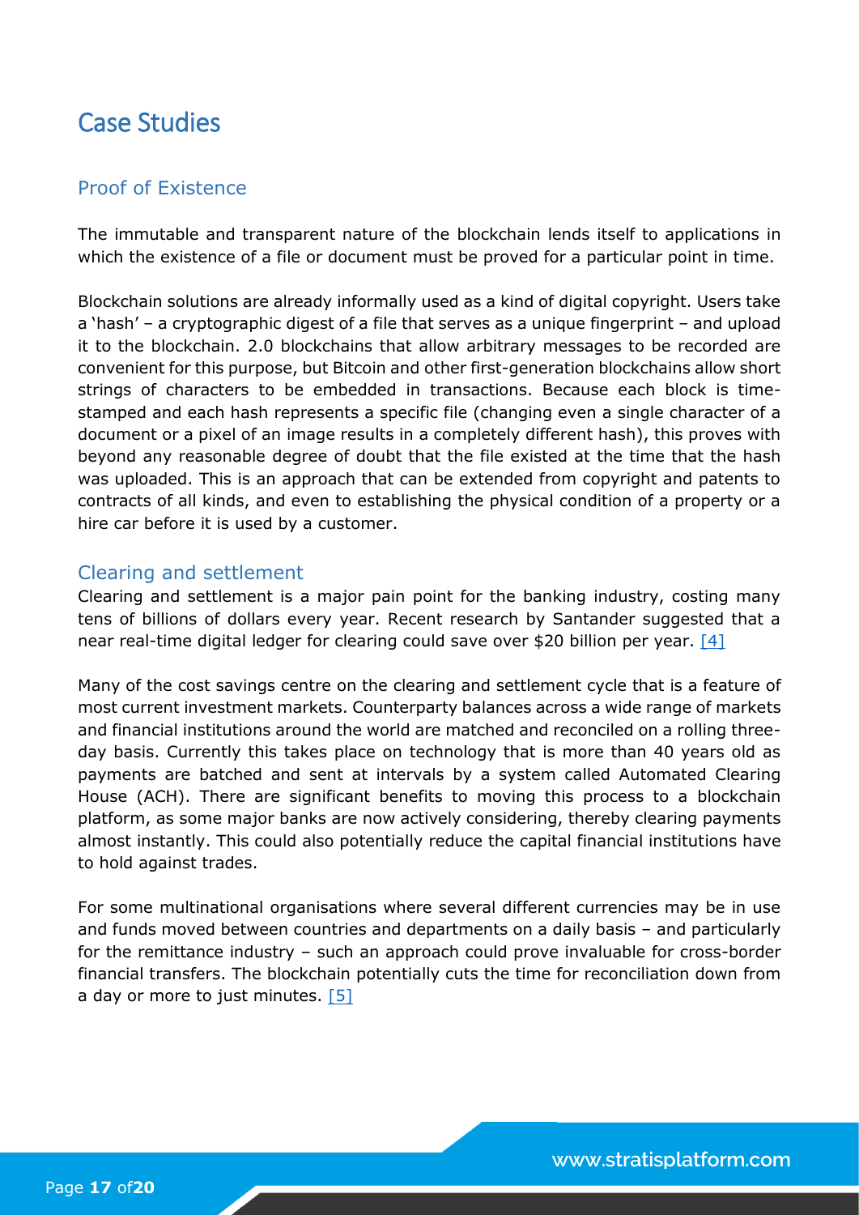# Case Studies

## Proof of Existence

The immutable and transparent nature of the blockchain lends itself to applications in which the existence of a file or document must be proved for a particular point in time.

Blockchain solutions are already informally used as a kind of digital copyright. Users take a 'hash' – a cryptographic digest of a file that serves as a unique fingerprint – and upload it to the blockchain. 2.0 blockchains that allow arbitrary messages to be recorded are convenient for this purpose, but Bitcoin and other first-generation blockchains allow short strings of characters to be embedded in transactions. Because each block is time-stamped and each hash represents a specific file (changing even a single character of a document or a pixel of an image results in a completely different hash), this proves with beyond any reasonable degree of doubt that the file existed at the time that the hash was uploaded. This is an approach that can be extended from copyright and patents to contracts of all kinds, and even to establishing the physical condition of a property or a hire car before it is used by a customer.

## Clearing and settlement

Clearing and settlement is a major pain point for the banking industry, costing many tens of billions of dollars every year. Recent research by Santander suggested that a near real-time digital ledger for clearing could save over $20 billion per year. [4]

Many of the cost savings centre on the clearing and settlement cycle that is a feature of most current investment markets. Counterparty balances across a wide range of markets and financial institutions around the world are matched and reconciled on a rolling three-day basis. Currently this takes place on technology that is more than 40 years old as payments are batched and sent at intervals by a system called Automated Clearing House (ACH). There are significant benefits to moving this process to a blockchain platform, as some major banks are now actively considering, thereby clearing payments almost instantly. This could also potentially reduce the capital financial institutions have to hold against trades.

For some multinational organisations where several different currencies may be in use and funds moved between countries and departments on a daily basis – and particularly for the remittance industry – such an approach could prove invaluable for cross-border financial transfers. The blockchain potentially cuts the time for reconciliation down from a day or more to just minutes. [5]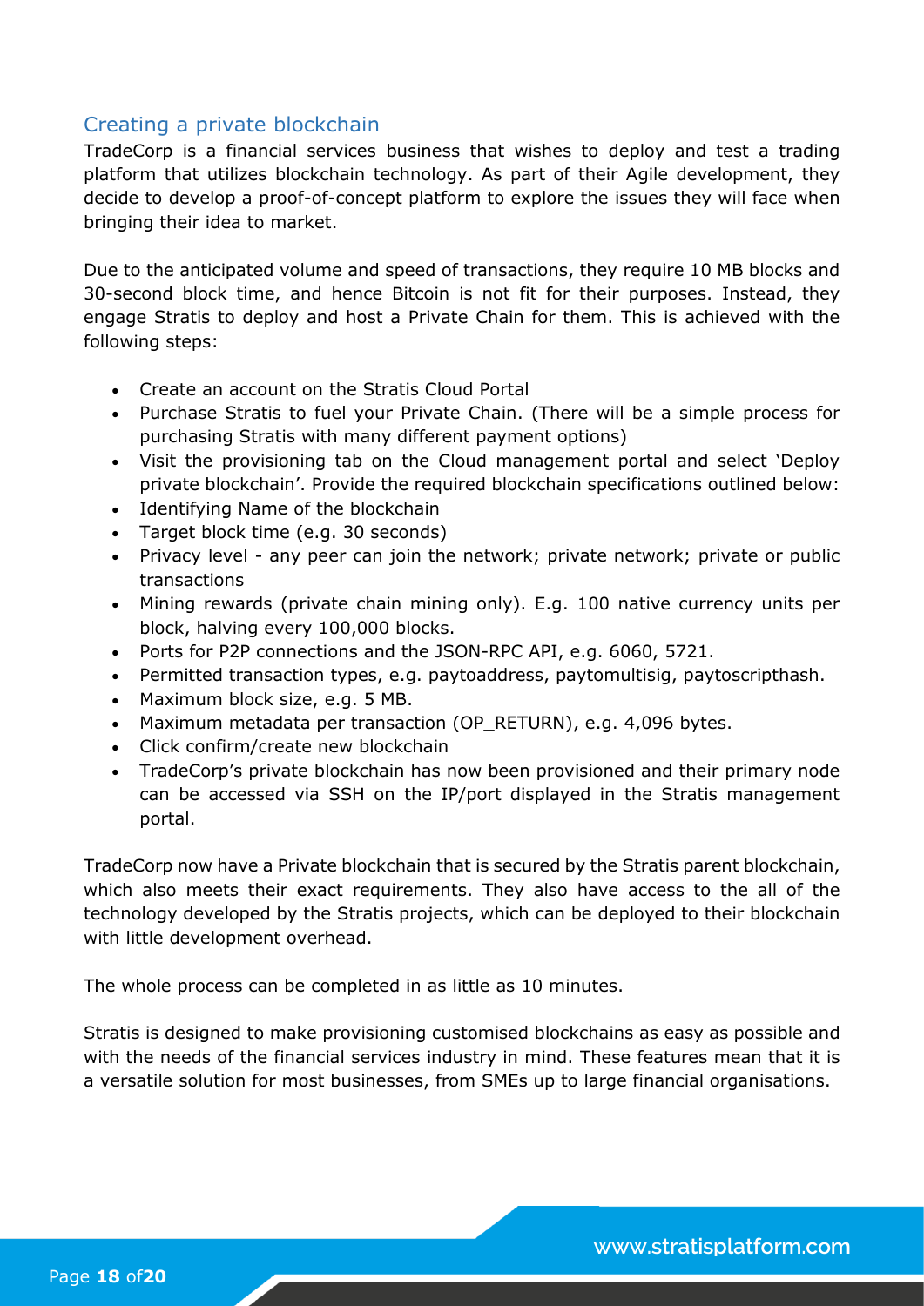## Creating a private blockchain

TradeCorp is a financial services business that wishes to deploy and test a trading platform that utilizes blockchain technology. As part of their Agile development, they decide to develop a proof-of-concept platform to explore the issues they will face when bringing their idea to market.

Due to the anticipated volume and speed of transactions, they require 10 MB blocks and 30-second block time, and hence Bitcoin is not fit for their purposes. Instead, they engage Stratis to deploy and host a Private Chain for them. This is achieved with the following steps:

- Create an account on the Stratis Cloud Portal
- Purchase Stratis to fuel your Private Chain. (There will be a simple process for purchasing Stratis with many different payment options)
- Visit the provisioning tab on the Cloud management portal and select 'Deploy private blockchain'. Provide the required blockchain specifications outlined below:
- Identifying Name of the blockchain
- Target block time (e.g. 30 seconds)
- Privacy level - any peer can join the network; private network; private or public transactions
- Mining rewards (private chain mining only). E.g. 100 native currency units per block, halving every 100,000 blocks.
- Ports for P2P connections and the JSON-RPC API, e.g. 6060, 5721.
- Permitted transaction types, e.g. paytoaddress, paytomultisig, paytoscripthash.
- Maximum block size, e.g. 5 MB.
- Maximum metadata per transaction (OP_RETURN), e.g. 4,096 bytes.
- Click confirm/create new blockchain
- TradeCorp's private blockchain has now been provisioned and their primary node can be accessed via SSH on the IP/port displayed in the Stratis management portal.

TradeCorp now have a Private blockchain that is secured by the Stratis parent blockchain, which also meets their exact requirements. They also have access to the all of the technology developed by the Stratis projects, which can be deployed to their blockchain with little development overhead.

The whole process can be completed in as little as 10 minutes.

Stratis is designed to make provisioning customised blockchains as easy as possible and with the needs of the financial services industry in mind. These features mean that it is a versatile solution for most businesses, from SMEs up to large financial organisations.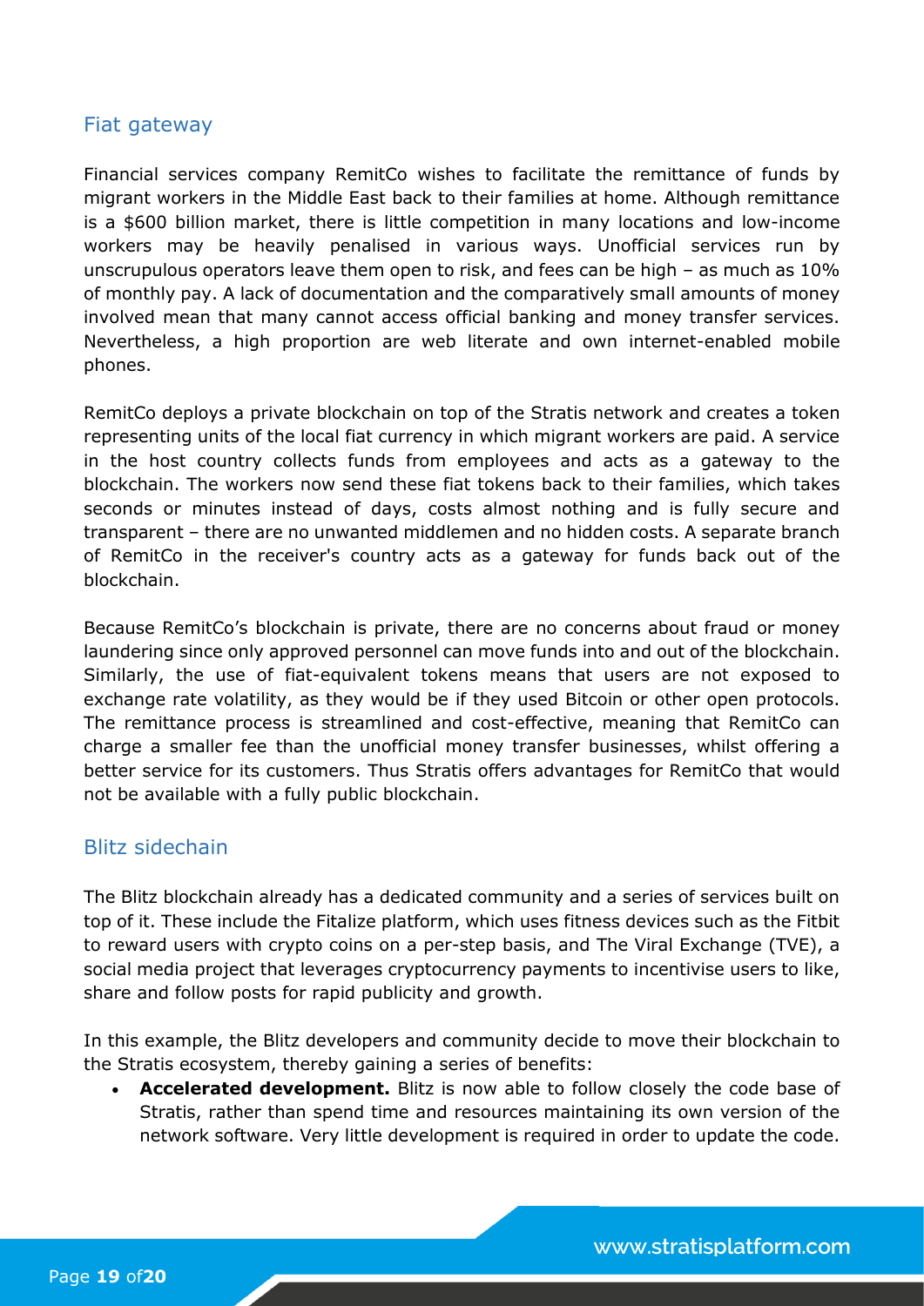## Fiat gateway

Financial services company RemitCo wishes to facilitate the remittance of funds by migrant workers in the Middle East back to their families at home. Although remittance is a $600 billion market, there is little competition in many locations and low-income workers may be heavily penalised in various ways. Unofficial services run by unscrupulous operators leave them open to risk, and fees can be high – as much as 10% of monthly pay. A lack of documentation and the comparatively small amounts of money involved mean that many cannot access official banking and money transfer services. Nevertheless, a high proportion are web literate and own internet-enabled mobile phones.

RemitCo deploys a private blockchain on top of the Stratis network and creates a token representing units of the local fiat currency in which migrant workers are paid. A service in the host country collects funds from employees and acts as a gateway to the blockchain. The workers now send these fiat tokens back to their families, which takes seconds or minutes instead of days, costs almost nothing and is fully secure and transparent – there are no unwanted middlemen and no hidden costs. A separate branch of RemitCo in the receiver's country acts as a gateway for funds back out of the blockchain.

Because RemitCo's blockchain is private, there are no concerns about fraud or money laundering since only approved personnel can move funds into and out of the blockchain. Similarly, the use of fiat-equivalent tokens means that users are not exposed to exchange rate volatility, as they would be if they used Bitcoin or other open protocols. The remittance process is streamlined and cost-effective, meaning that RemitCo can charge a smaller fee than the unofficial money transfer businesses, whilst offering a better service for its customers. Thus Stratis offers advantages for RemitCo that would not be available with a fully public blockchain.

## Blitz sidechain

The Blitz blockchain already has a dedicated community and a series of services built on top of it. These include the Fitalize platform, which uses fitness devices such as the Fitbit to reward users with crypto coins on a per-step basis, and The Viral Exchange (TVE), a social media project that leverages cryptocurrency payments to incentivise users to like, share and follow posts for rapid publicity and growth.

In this example, the Blitz developers and community decide to move their blockchain to the Stratis ecosystem, thereby gaining a series of benefits:

- **Accelerated development.** Blitz is now able to follow closely the code base of Stratis, rather than spend time and resources maintaining its own version of the network software. Very little development is required in order to update the code.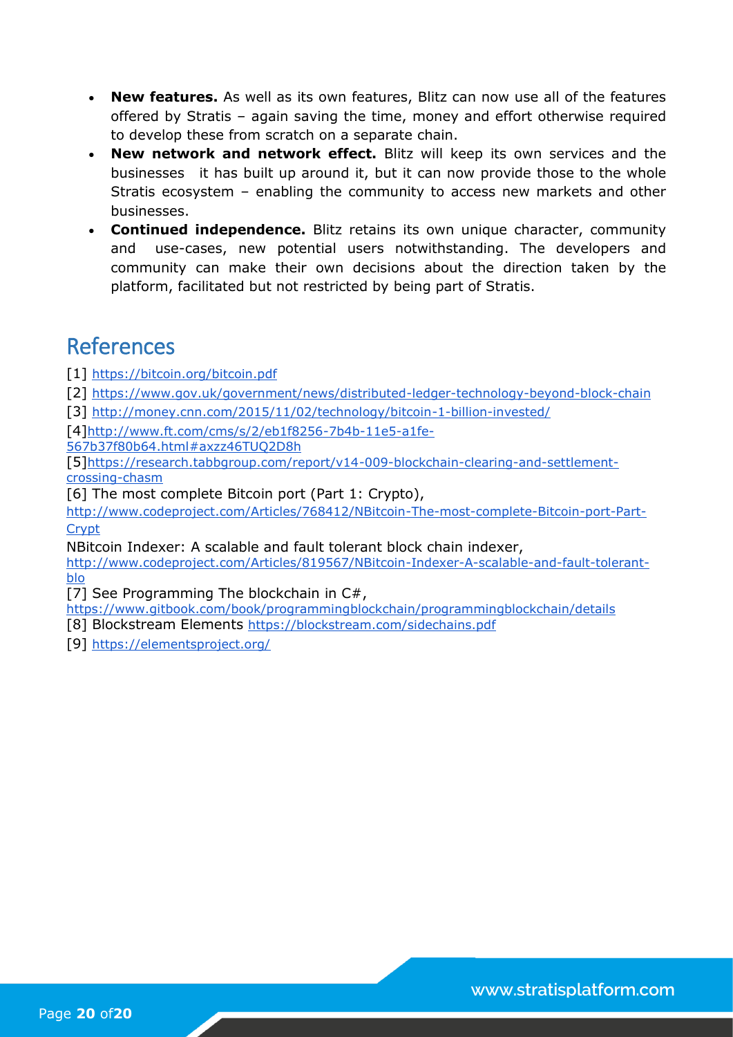- **New features.** As well as its own features, Blitz can now use all of the features offered by Stratis – again saving the time, money and effort otherwise required to develop these from scratch on a separate chain.
- **New network and network effect.** Blitz will keep its own services and the businesses it has built up around it, but it can now provide those to the whole Stratis ecosystem – enabling the community to access new markets and other businesses.
- **Continued independence.** Blitz retains its own unique character, community and use-cases, new potential users notwithstanding. The developers and community can make their own decisions about the direction taken by the platform, facilitated but not restricted by being part of Stratis.

## References

[1] https://bitcoin.org/bitcoin.pdf

[2] https://www.gov.uk/government/news/distributed-ledger-technology-beyond-block-chain

[3] http://money.cnn.com/2015/11/02/technology/bitcoin-1-billion-invested/

[4]http://www.ft.com/cms/s/2/eb1f8256-7b4b-11e5-a1fe-567b37f80b64.html#axzz46TUQ2D8h

[5]https://research.tabbgroup.com/report/v14-009-blockchain-clearing-and-settlement-crossing-chasm

[6] The most complete Bitcoin port (Part 1: Crypto), http://www.codeproject.com/Articles/768412/NBitcoin-The-most-complete-Bitcoin-port-Part-Crypt

NBitcoin Indexer: A scalable and fault tolerant block chain indexer, http://www.codeproject.com/Articles/819567/NBitcoin-Indexer-A-scalable-and-fault-tolerant-blo

[7] See Programming The blockchain in C#, https://www.gitbook.com/book/programmingblockchain/programmingblockchain/details

[8] Blockstream Elements https://blockstream.com/sidechains.pdf

[9] https://elementsproject.org/